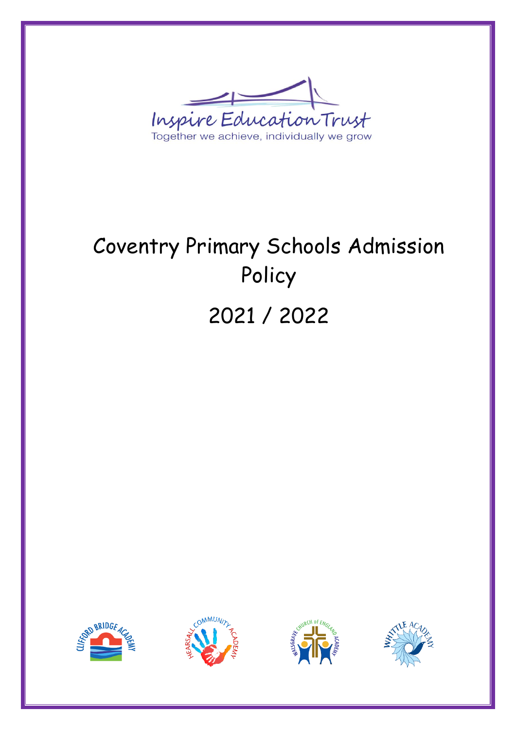Inspire Education Trust

Together we achieve, individually we grow

# Coventry Primary Schools Admission Policy

# 2021 / 2022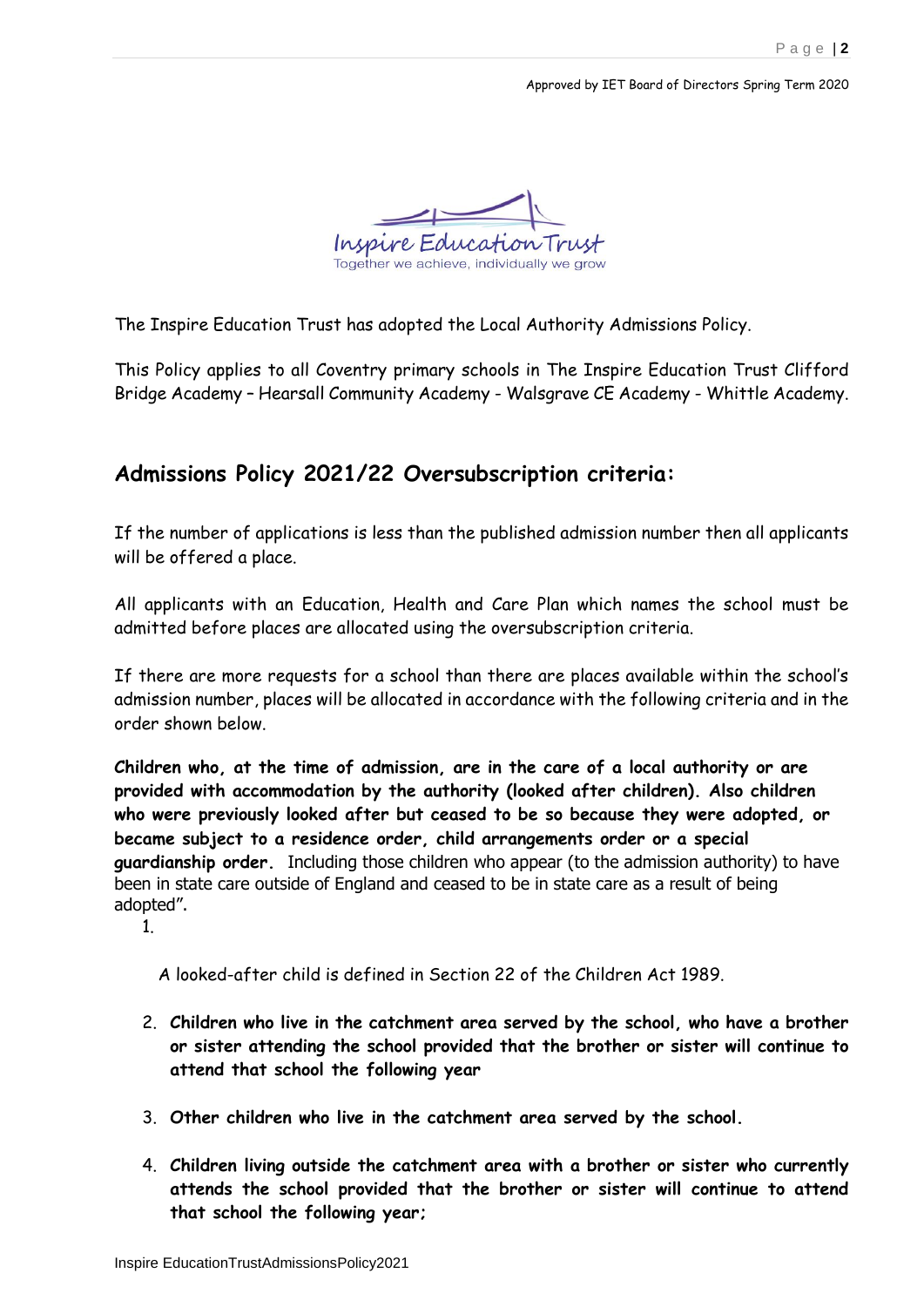Approved by IET Board of Directors Spring Term 2020

Inspire Education Trust
Together we achieve, individually we grow

The Inspire Education Trust has adopted the Local Authority Admissions Policy.

This Policy applies to all Coventry primary schools in The Inspire Education Trust Clifford Bridge Academy – Hearsall Community Academy - Walsgrave CE Academy - Whittle Academy.

## Admissions Policy 2021/22 Oversubscription criteria:

If the number of applications is less than the published admission number then all applicants will be offered a place.

All applicants with an Education, Health and Care Plan which names the school must be admitted before places are allocated using the oversubscription criteria.

If there are more requests for a school than there are places available within the school's admission number, places will be allocated in accordance with the following criteria and in the order shown below.

1. **Children who, at the time of admission, are in the care of a local authority or are provided with accommodation by the authority (looked after children). Also children who were previously looked after but ceased to be so because they were adopted, or became subject to a residence order, child arrangements order or a special guardianship order.** Including those children who appear (to the admission authority) to have been in state care outside of England and ceased to be in state care as a result of being adopted".

   A looked-after child is defined in Section 22 of the Children Act 1989.

2. **Children who live in the catchment area served by the school, who have a brother or sister attending the school provided that the brother or sister will continue to attend that school the following year**

3. **Other children who live in the catchment area served by the school.**

4. **Children living outside the catchment area with a brother or sister who currently attends the school provided that the brother or sister will continue to attend that school the following year;**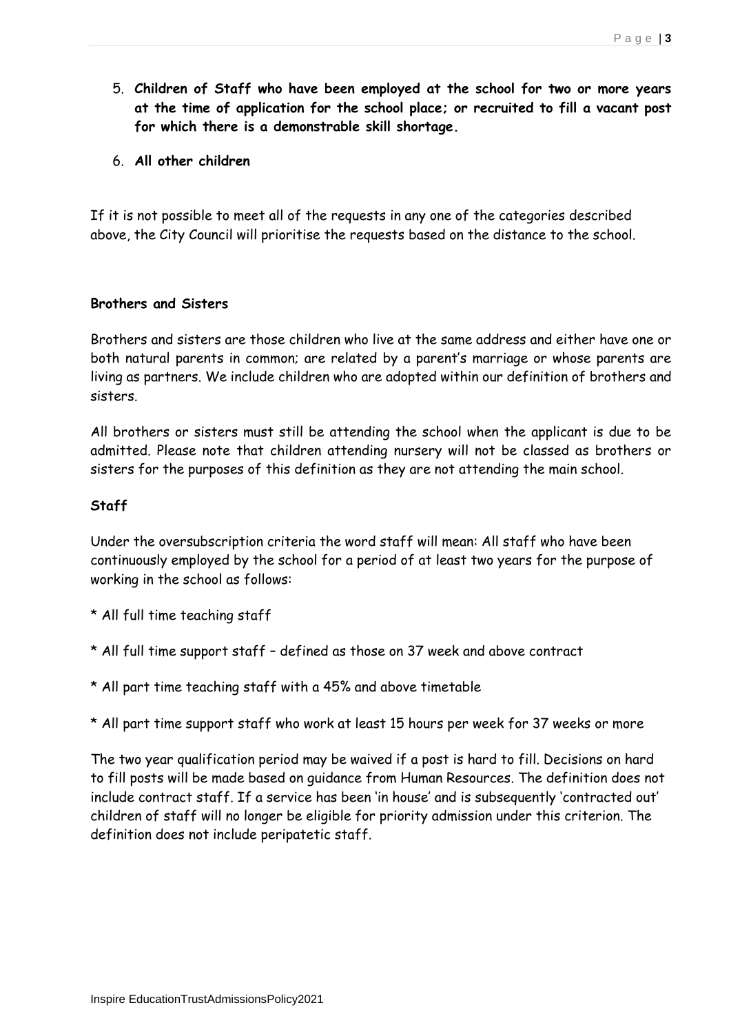5. **Children of Staff who have been employed at the school for two or more years at the time of application for the school place; or recruited to fill a vacant post for which there is a demonstrable skill shortage.**
6. **All other children**

If it is not possible to meet all of the requests in any one of the categories described above, the City Council will prioritise the requests based on the distance to the school.

**Brothers and Sisters**

Brothers and sisters are those children who live at the same address and either have one or both natural parents in common; are related by a parent's marriage or whose parents are living as partners. We include children who are adopted within our definition of brothers and sisters.

All brothers or sisters must still be attending the school when the applicant is due to be admitted. Please note that children attending nursery will not be classed as brothers or sisters for the purposes of this definition as they are not attending the main school.

**Staff**

Under the oversubscription criteria the word staff will mean: All staff who have been continuously employed by the school for a period of at least two years for the purpose of working in the school as follows:

* All full time teaching staff

* All full time support staff – defined as those on 37 week and above contract

* All part time teaching staff with a 45% and above timetable

* All part time support staff who work at least 15 hours per week for 37 weeks or more

The two year qualification period may be waived if a post is hard to fill. Decisions on hard to fill posts will be made based on guidance from Human Resources. The definition does not include contract staff. If a service has been 'in house' and is subsequently 'contracted out' children of staff will no longer be eligible for priority admission under this criterion. The definition does not include peripatetic staff.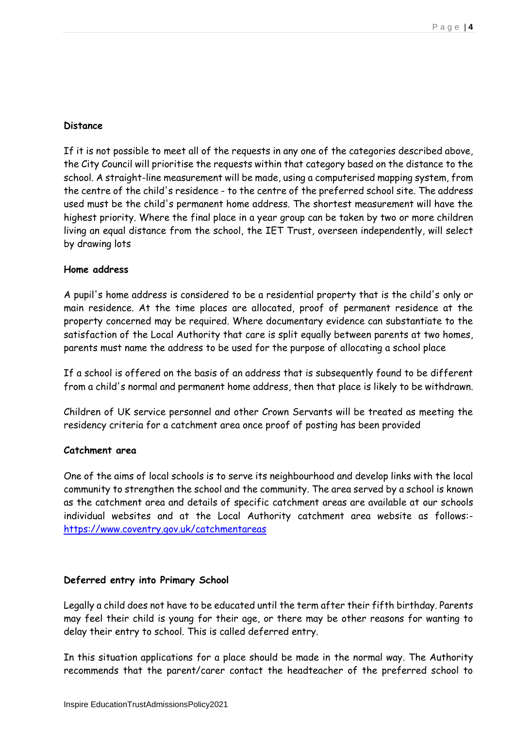**Distance**

If it is not possible to meet all of the requests in any one of the categories described above, the City Council will prioritise the requests within that category based on the distance to the school. A straight-line measurement will be made, using a computerised mapping system, from the centre of the child's residence - to the centre of the preferred school site. The address used must be the child's permanent home address. The shortest measurement will have the highest priority. Where the final place in a year group can be taken by two or more children living an equal distance from the school, the IET Trust, overseen independently, will select by drawing lots

**Home address**

A pupil's home address is considered to be a residential property that is the child's only or main residence. At the time places are allocated, proof of permanent residence at the property concerned may be required. Where documentary evidence can substantiate to the satisfaction of the Local Authority that care is split equally between parents at two homes, parents must name the address to be used for the purpose of allocating a school place

If a school is offered on the basis of an address that is subsequently found to be different from a child's normal and permanent home address, then that place is likely to be withdrawn.

Children of UK service personnel and other Crown Servants will be treated as meeting the residency criteria for a catchment area once proof of posting has been provided

**Catchment area**

One of the aims of local schools is to serve its neighbourhood and develop links with the local community to strengthen the school and the community. The area served by a school is known as the catchment area and details of specific catchment areas are available at our schools individual websites and at the Local Authority catchment area website as follows:- [https://www.coventry.gov.uk/catchmentareas](https://www.coventry.gov.uk/catchmentareas)

**Deferred entry into Primary School**

Legally a child does not have to be educated until the term after their fifth birthday. Parents may feel their child is young for their age, or there may be other reasons for wanting to delay their entry to school. This is called deferred entry.

In this situation applications for a place should be made in the normal way. The Authority recommends that the parent/carer contact the headteacher of the preferred school to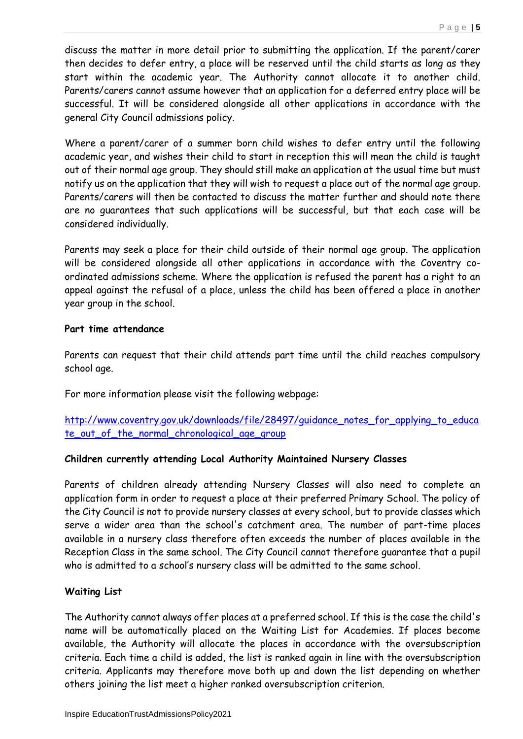discuss the matter in more detail prior to submitting the application. If the parent/carer then decides to defer entry, a place will be reserved until the child starts as long as they start within the academic year. The Authority cannot allocate it to another child. Parents/carers cannot assume however that an application for a deferred entry place will be successful. It will be considered alongside all other applications in accordance with the general City Council admissions policy.

Where a parent/carer of a summer born child wishes to defer entry until the following academic year, and wishes their child to start in reception this will mean the child is taught out of their normal age group. They should still make an application at the usual time but must notify us on the application that they will wish to request a place out of the normal age group. Parents/carers will then be contacted to discuss the matter further and should note there are no guarantees that such applications will be successful, but that each case will be considered individually.

Parents may seek a place for their child outside of their normal age group. The application will be considered alongside all other applications in accordance with the Coventry co-ordinated admissions scheme. Where the application is refused the parent has a right to an appeal against the refusal of a place, unless the child has been offered a place in another year group in the school.

**Part time attendance**

Parents can request that their child attends part time until the child reaches compulsory school age.

For more information please visit the following webpage:

[http://www.coventry.gov.uk/downloads/file/28497/guidance_notes_for_applying_to_educate_out_of_the_normal_chronological_age_group](http://www.coventry.gov.uk/downloads/file/28497/guidance_notes_for_applying_to_educate_out_of_the_normal_chronological_age_group)

**Children currently attending Local Authority Maintained Nursery Classes**

Parents of children already attending Nursery Classes will also need to complete an application form in order to request a place at their preferred Primary School. The policy of the City Council is not to provide nursery classes at every school, but to provide classes which serve a wider area than the school's catchment area. The number of part-time places available in a nursery class therefore often exceeds the number of places available in the Reception Class in the same school. The City Council cannot therefore guarantee that a pupil who is admitted to a school's nursery class will be admitted to the same school.

**Waiting List**

The Authority cannot always offer places at a preferred school. If this is the case the child's name will be automatically placed on the Waiting List for Academies. If places become available, the Authority will allocate the places in accordance with the oversubscription criteria. Each time a child is added, the list is ranked again in line with the oversubscription criteria. Applicants may therefore move both up and down the list depending on whether others joining the list meet a higher ranked oversubscription criterion.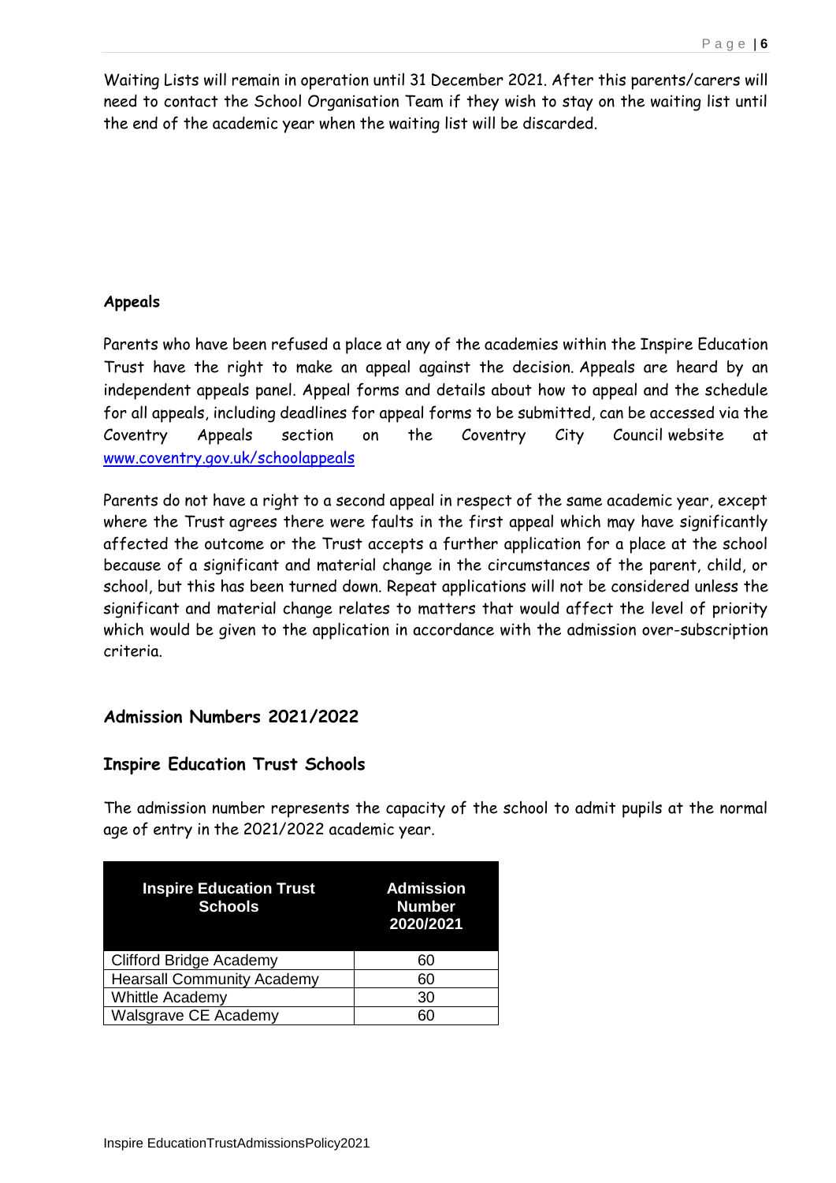Waiting Lists will remain in operation until 31 December 2021. After this parents/carers will need to contact the School Organisation Team if they wish to stay on the waiting list until the end of the academic year when the waiting list will be discarded.

**Appeals**

Parents who have been refused a place at any of the academies within the Inspire Education Trust have the right to make an appeal against the decision. Appeals are heard by an independent appeals panel. Appeal forms and details about how to appeal and the schedule for all appeals, including deadlines for appeal forms to be submitted, can be accessed via the Coventry Appeals section on the Coventry City Council website at www.coventry.gov.uk/schoolappeals

Parents do not have a right to a second appeal in respect of the same academic year, except where the Trust agrees there were faults in the first appeal which may have significantly affected the outcome or the Trust accepts a further application for a place at the school because of a significant and material change in the circumstances of the parent, child, or school, but this has been turned down. Repeat applications will not be considered unless the significant and material change relates to matters that would affect the level of priority which would be given to the application in accordance with the admission over-subscription criteria.

## Admission Numbers 2021/2022

### Inspire Education Trust Schools

The admission number represents the capacity of the school to admit pupils at the normal age of entry in the 2021/2022 academic year.

| Inspire Education Trust Schools | Admission Number 2020/2021 |
|---|---|
| Clifford Bridge Academy | 60 |
| Hearsall Community Academy | 60 |
| Whittle Academy | 30 |
| Walsgrave CE Academy | 60 |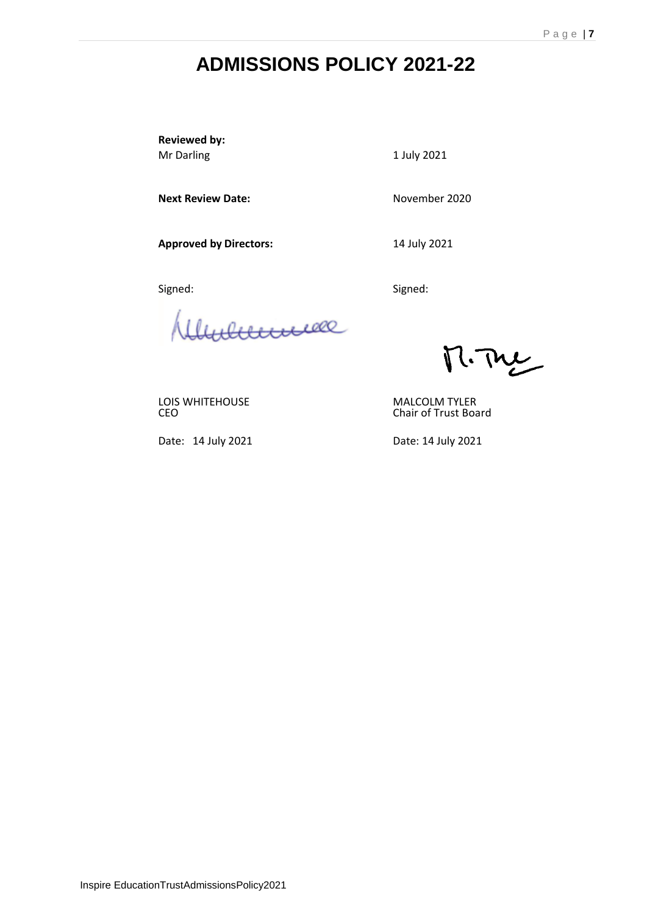# ADMISSIONS POLICY 2021-22

| | |
|---|---|
| **Reviewed by:** | |
| Mr Darling | 1 July 2021 |
| **Next Review Date:** | November 2020 |
| **Approved by Directors:** | 14 July 2021 |

Signed:

LOIS WHITEHOUSE
CEO

Date: 14 July 2021

Signed:

MALCOLM TYLER
Chair of Trust Board

Date: 14 July 2021